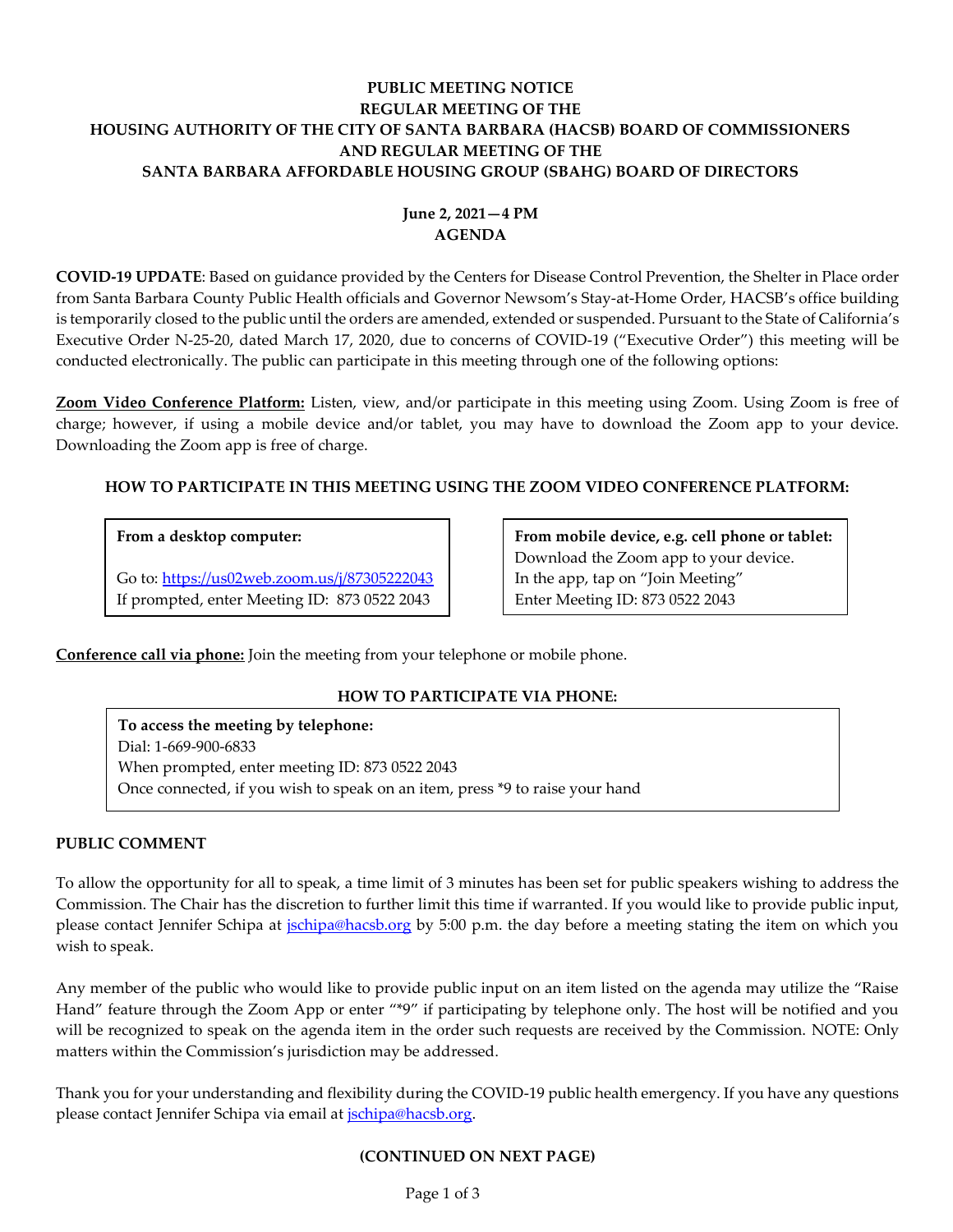**PUBLIC MEETING NOTICE**
**REGULAR MEETING OF THE**
**HOUSING AUTHORITY OF THE CITY OF SANTA BARBARA (HACSB) BOARD OF COMMISSIONERS**
**AND REGULAR MEETING OF THE**
**SANTA BARBARA AFFORDABLE HOUSING GROUP (SBAHG) BOARD OF DIRECTORS**

**June 2, 2021—4 PM**
**AGENDA**

**COVID-19 UPDATE**: Based on guidance provided by the Centers for Disease Control Prevention, the Shelter in Place order from Santa Barbara County Public Health officials and Governor Newsom's Stay-at-Home Order, HACSB's office building is temporarily closed to the public until the orders are amended, extended or suspended. Pursuant to the State of California's Executive Order N-25-20, dated March 17, 2020, due to concerns of COVID-19 ("Executive Order") this meeting will be conducted electronically. The public can participate in this meeting through one of the following options:

**Zoom Video Conference Platform:** Listen, view, and/or participate in this meeting using Zoom. Using Zoom is free of charge; however, if using a mobile device and/or tablet, you may have to download the Zoom app to your device. Downloading the Zoom app is free of charge.

**HOW TO PARTICIPATE IN THIS MEETING USING THE ZOOM VIDEO CONFERENCE PLATFORM:**

**From a desktop computer:**

Go to: https://us02web.zoom.us/j/87305222043
If prompted, enter Meeting ID: 873 0522 2043

**From mobile device, e.g. cell phone or tablet:**
Download the Zoom app to your device.
In the app, tap on "Join Meeting"
Enter Meeting ID: 873 0522 2043

**Conference call via phone:** Join the meeting from your telephone or mobile phone.

**HOW TO PARTICIPATE VIA PHONE:**

**To access the meeting by telephone:**
Dial: 1-669-900-6833
When prompted, enter meeting ID: 873 0522 2043
Once connected, if you wish to speak on an item, press *9 to raise your hand

**PUBLIC COMMENT**

To allow the opportunity for all to speak, a time limit of 3 minutes has been set for public speakers wishing to address the Commission. The Chair has the discretion to further limit this time if warranted. If you would like to provide public input, please contact Jennifer Schipa at jschipa@hacsb.org by 5:00 p.m. the day before a meeting stating the item on which you wish to speak.

Any member of the public who would like to provide public input on an item listed on the agenda may utilize the "Raise Hand" feature through the Zoom App or enter "*9" if participating by telephone only. The host will be notified and you will be recognized to speak on the agenda item in the order such requests are received by the Commission. NOTE: Only matters within the Commission's jurisdiction may be addressed.

Thank you for your understanding and flexibility during the COVID-19 public health emergency. If you have any questions please contact Jennifer Schipa via email at jschipa@hacsb.org.

**(CONTINUED ON NEXT PAGE)**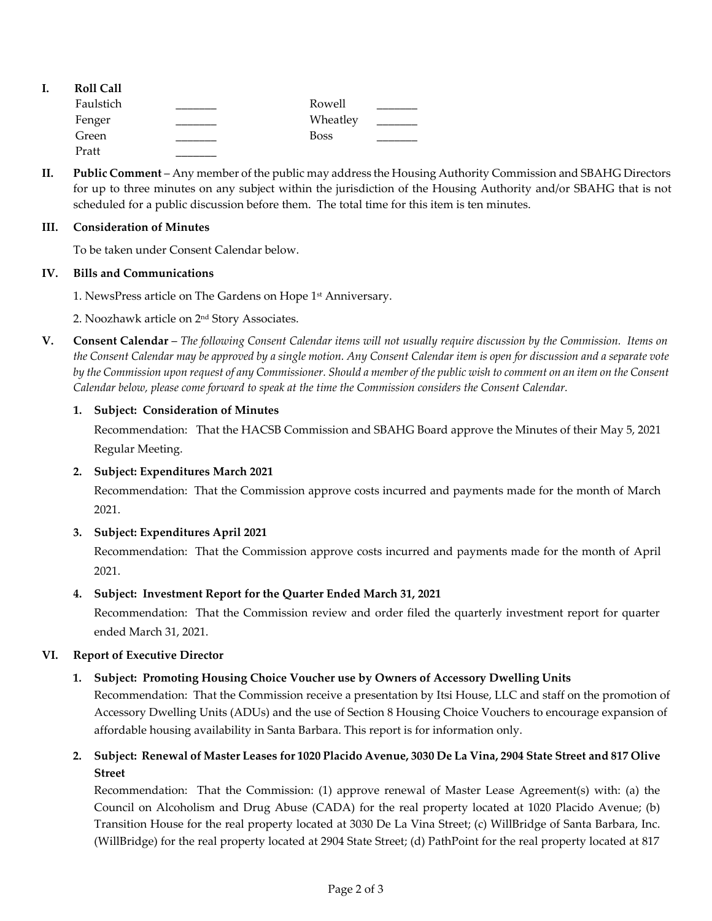## I. Roll Call

| | | | |
|---|---|---|---|
| Faulstich | _______ | Rowell | _______ |
| Fenger | _______ | Wheatley | _______ |
| Green | _______ | Boss | _______ |
| Pratt | _______ | | |

## II. Public Comment

**Public Comment** – Any member of the public may address the Housing Authority Commission and SBAHG Directors for up to three minutes on any subject within the jurisdiction of the Housing Authority and/or SBAHG that is not scheduled for a public discussion before them. The total time for this item is ten minutes.

## III. Consideration of Minutes

To be taken under Consent Calendar below.

## IV. Bills and Communications

1. NewsPress article on The Gardens on Hope 1st Anniversary.

2. Noozhawk article on 2nd Story Associates.

## V. Consent Calendar

**Consent Calendar** – *The following Consent Calendar items will not usually require discussion by the Commission. Items on the Consent Calendar may be approved by a single motion. Any Consent Calendar item is open for discussion and a separate vote by the Commission upon request of any Commissioner. Should a member of the public wish to comment on an item on the Consent Calendar below, please come forward to speak at the time the Commission considers the Consent Calendar.*

1. **Subject: Consideration of Minutes**

   Recommendation: That the HACSB Commission and SBAHG Board approve the Minutes of their May 5, 2021 Regular Meeting.

2. **Subject: Expenditures March 2021**

   Recommendation: That the Commission approve costs incurred and payments made for the month of March 2021.

3. **Subject: Expenditures April 2021**

   Recommendation: That the Commission approve costs incurred and payments made for the month of April 2021.

4. **Subject: Investment Report for the Quarter Ended March 31, 2021**

   Recommendation: That the Commission review and order filed the quarterly investment report for quarter ended March 31, 2021.

## VI. Report of Executive Director

1. **Subject: Promoting Housing Choice Voucher use by Owners of Accessory Dwelling Units**

   Recommendation: That the Commission receive a presentation by Itsi House, LLC and staff on the promotion of Accessory Dwelling Units (ADUs) and the use of Section 8 Housing Choice Vouchers to encourage expansion of affordable housing availability in Santa Barbara. This report is for information only.

2. **Subject: Renewal of Master Leases for 1020 Placido Avenue, 3030 De La Vina, 2904 State Street and 817 Olive Street**

   Recommendation: That the Commission: (1) approve renewal of Master Lease Agreement(s) with: (a) the Council on Alcoholism and Drug Abuse (CADA) for the real property located at 1020 Placido Avenue; (b) Transition House for the real property located at 3030 De La Vina Street; (c) WillBridge of Santa Barbara, Inc. (WillBridge) for the real property located at 2904 State Street; (d) PathPoint for the real property located at 817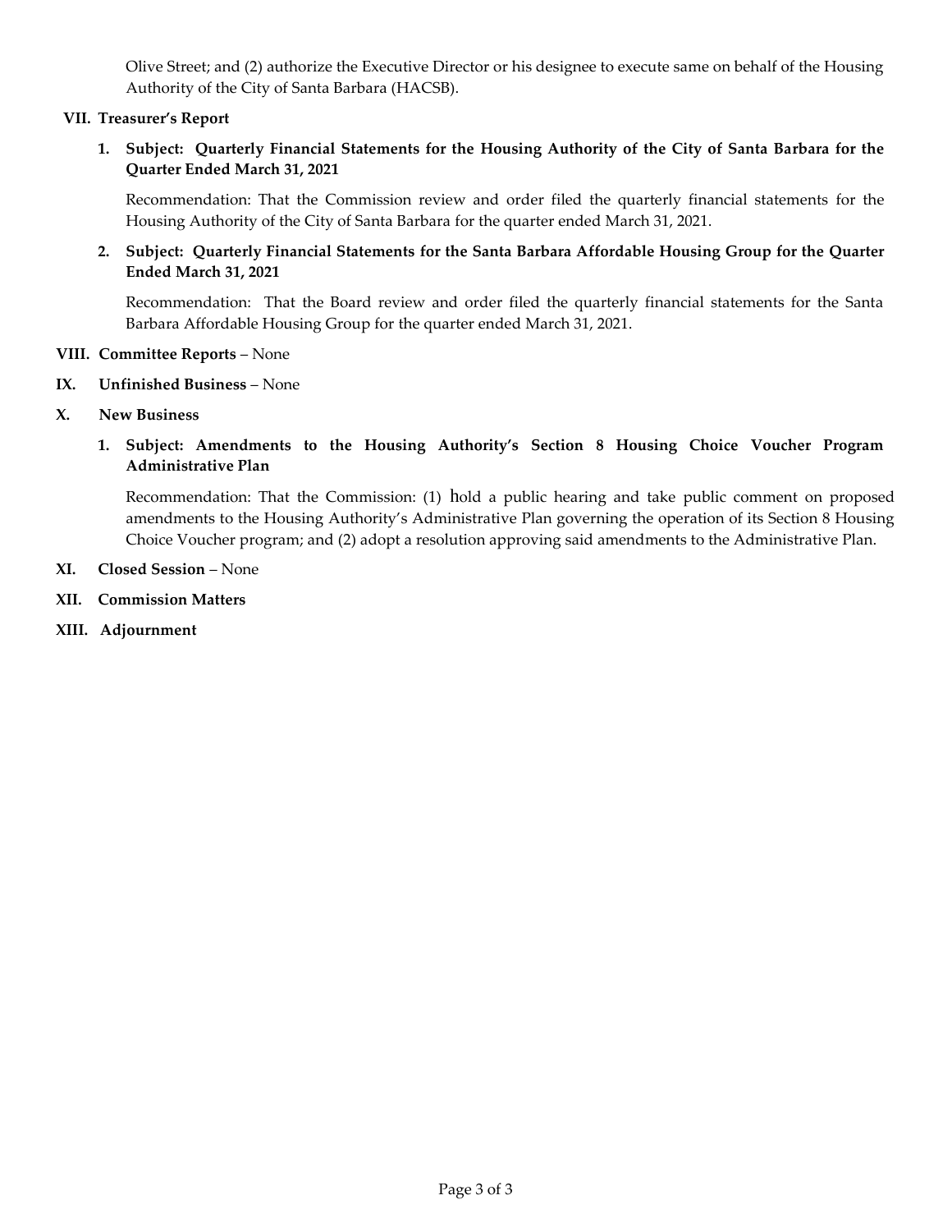Olive Street; and (2) authorize the Executive Director or his designee to execute same on behalf of the Housing Authority of the City of Santa Barbara (HACSB).

**VII. Treasurer's Report**

1. **Subject: Quarterly Financial Statements for the Housing Authority of the City of Santa Barbara for the Quarter Ended March 31, 2021**

   Recommendation: That the Commission review and order filed the quarterly financial statements for the Housing Authority of the City of Santa Barbara for the quarter ended March 31, 2021.

2. **Subject: Quarterly Financial Statements for the Santa Barbara Affordable Housing Group for the Quarter Ended March 31, 2021**

   Recommendation: That the Board review and order filed the quarterly financial statements for the Santa Barbara Affordable Housing Group for the quarter ended March 31, 2021.

**VIII. Committee Reports** – None

**IX. Unfinished Business** – None

**X. New Business**

1. **Subject: Amendments to the Housing Authority's Section 8 Housing Choice Voucher Program Administrative Plan**

   Recommendation: That the Commission: (1) hold a public hearing and take public comment on proposed amendments to the Housing Authority's Administrative Plan governing the operation of its Section 8 Housing Choice Voucher program; and (2) adopt a resolution approving said amendments to the Administrative Plan.

**XI. Closed Session** – None

**XII. Commission Matters**

**XIII. Adjournment**